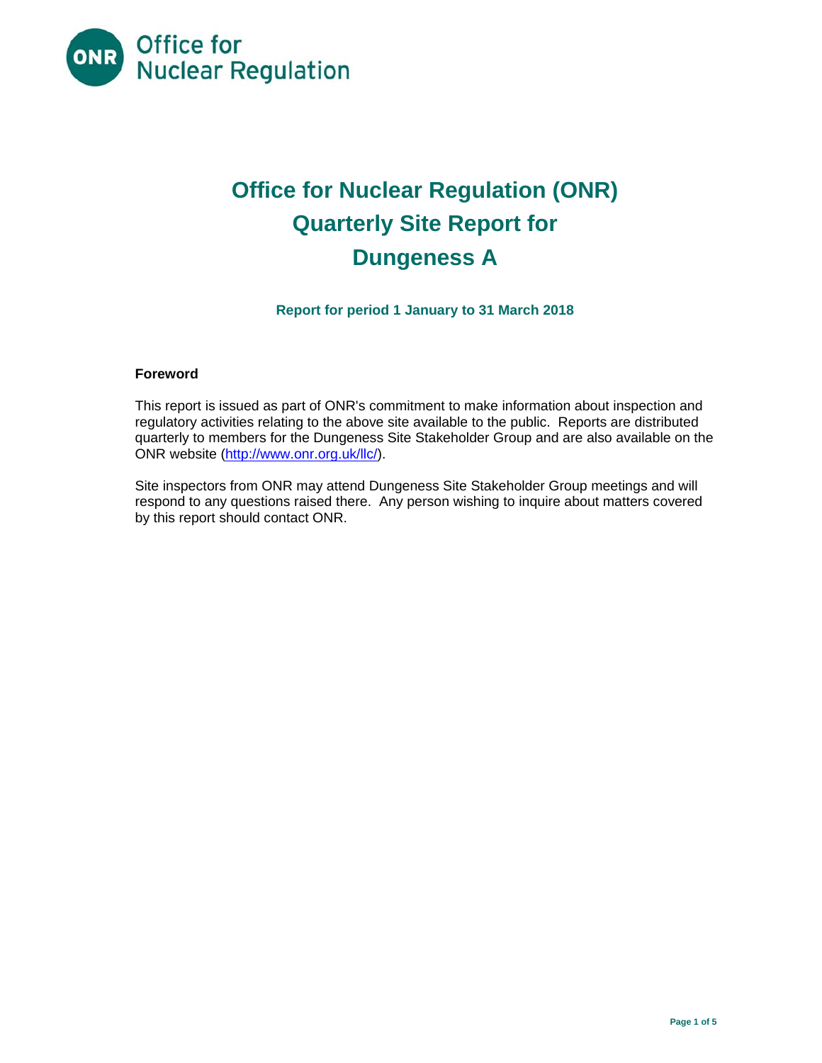Office for Nuclear Regulation

# Office for Nuclear Regulation (ONR) Quarterly Site Report for Dungeness A

**Report for period 1 January to 31 March 2018**

**Foreword**

This report is issued as part of ONR's commitment to make information about inspection and regulatory activities relating to the above site available to the public. Reports are distributed quarterly to members for the Dungeness Site Stakeholder Group and are also available on the ONR website (http://www.onr.org.uk/llc/).

Site inspectors from ONR may attend Dungeness Site Stakeholder Group meetings and will respond to any questions raised there. Any person wishing to inquire about matters covered by this report should contact ONR.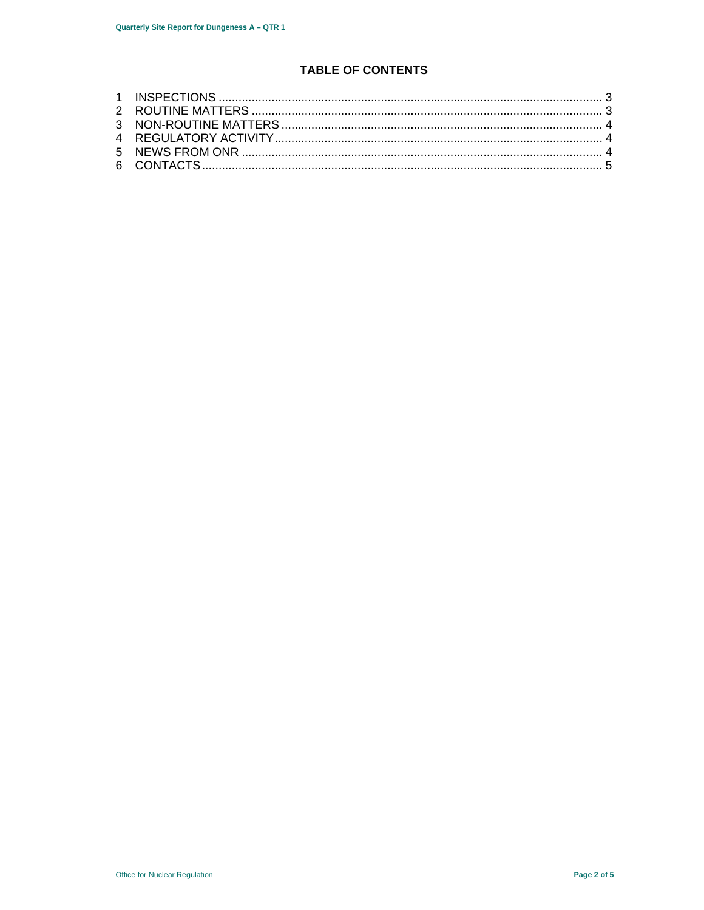# TABLE OF CONTENTS

1 INSPECTIONS ........................................................................................................ 3
2 ROUTINE MATTERS .............................................................................................. 3
3 NON-ROUTINE MATTERS ..................................................................................... 4
4 REGULATORY ACTIVITY ....................................................................................... 4
5 NEWS FROM ONR ................................................................................................ 4
6 CONTACTS ............................................................................................................ 5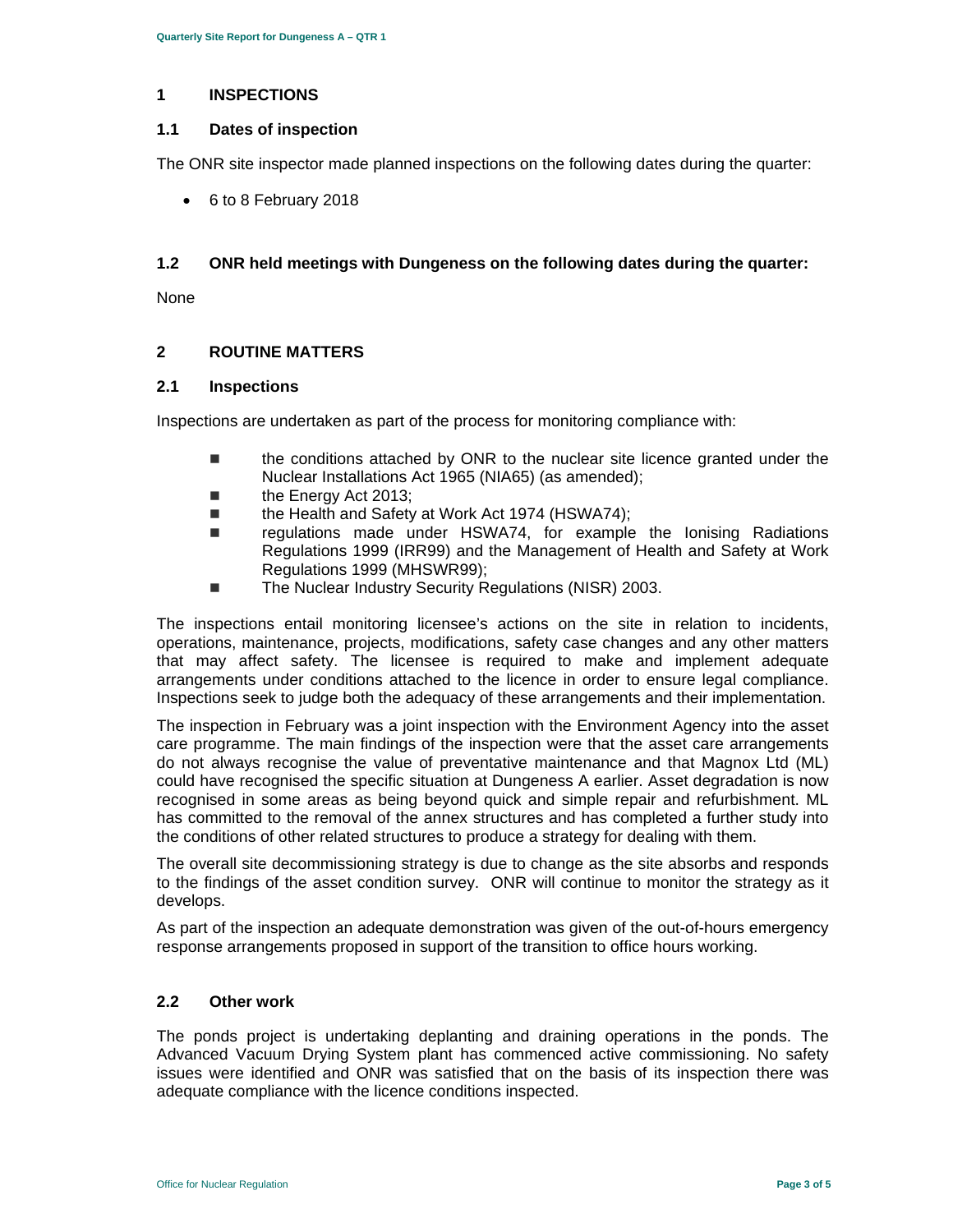# 1 INSPECTIONS

## 1.1 Dates of inspection

The ONR site inspector made planned inspections on the following dates during the quarter:

- 6 to 8 February 2018

## 1.2 ONR held meetings with Dungeness on the following dates during the quarter:

None

# 2 ROUTINE MATTERS

## 2.1 Inspections

Inspections are undertaken as part of the process for monitoring compliance with:

- the conditions attached by ONR to the nuclear site licence granted under the Nuclear Installations Act 1965 (NIA65) (as amended);
- the Energy Act 2013;
- the Health and Safety at Work Act 1974 (HSWA74);
- regulations made under HSWA74, for example the Ionising Radiations Regulations 1999 (IRR99) and the Management of Health and Safety at Work Regulations 1999 (MHSWR99);
- The Nuclear Industry Security Regulations (NISR) 2003.

The inspections entail monitoring licensee's actions on the site in relation to incidents, operations, maintenance, projects, modifications, safety case changes and any other matters that may affect safety. The licensee is required to make and implement adequate arrangements under conditions attached to the licence in order to ensure legal compliance. Inspections seek to judge both the adequacy of these arrangements and their implementation.

The inspection in February was a joint inspection with the Environment Agency into the asset care programme. The main findings of the inspection were that the asset care arrangements do not always recognise the value of preventative maintenance and that Magnox Ltd (ML) could have recognised the specific situation at Dungeness A earlier. Asset degradation is now recognised in some areas as being beyond quick and simple repair and refurbishment. ML has committed to the removal of the annex structures and has completed a further study into the conditions of other related structures to produce a strategy for dealing with them.

The overall site decommissioning strategy is due to change as the site absorbs and responds to the findings of the asset condition survey. ONR will continue to monitor the strategy as it develops.

As part of the inspection an adequate demonstration was given of the out-of-hours emergency response arrangements proposed in support of the transition to office hours working.

## 2.2 Other work

The ponds project is undertaking deplanting and draining operations in the ponds. The Advanced Vacuum Drying System plant has commenced active commissioning. No safety issues were identified and ONR was satisfied that on the basis of its inspection there was adequate compliance with the licence conditions inspected.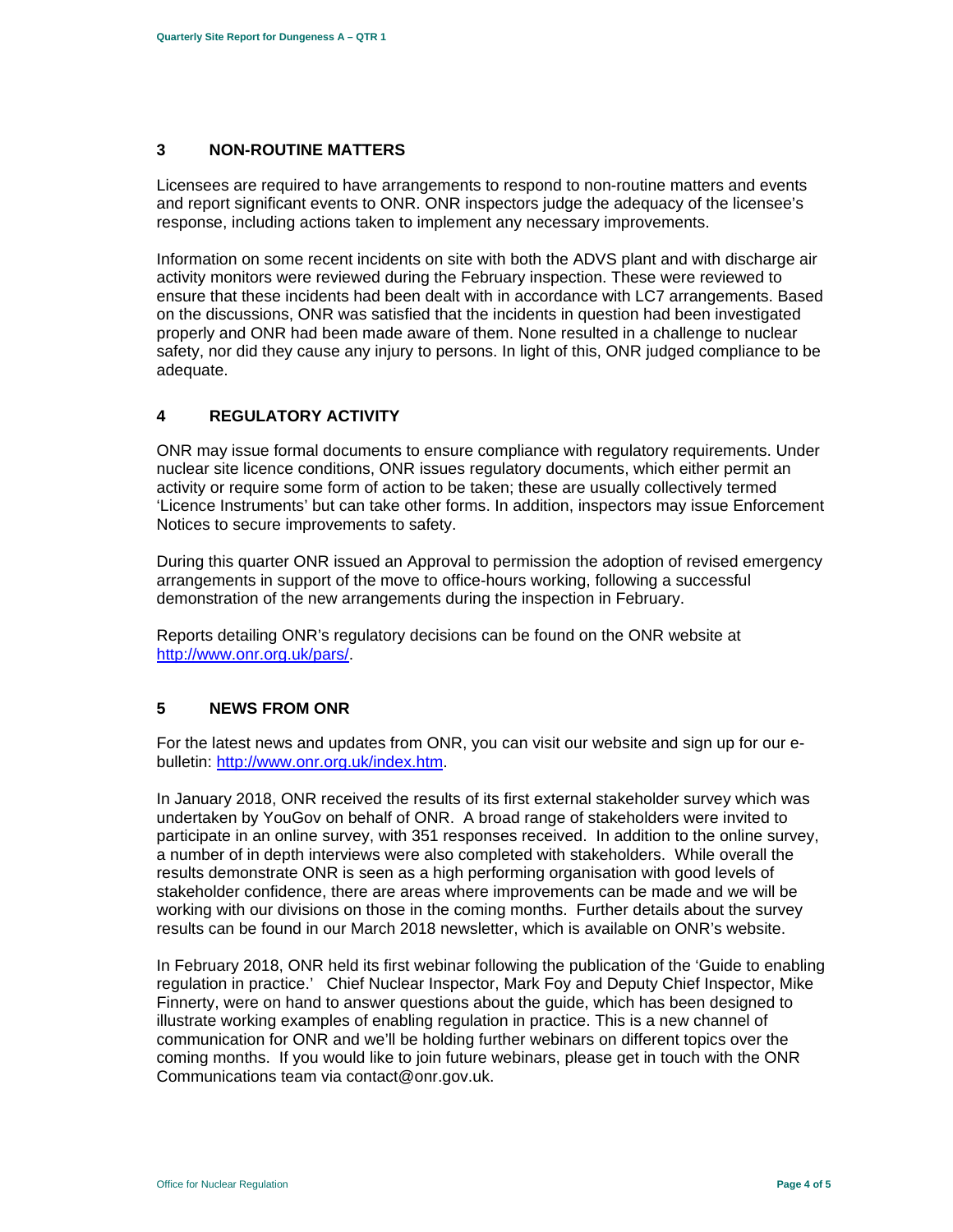## 3 NON-ROUTINE MATTERS

Licensees are required to have arrangements to respond to non-routine matters and events and report significant events to ONR. ONR inspectors judge the adequacy of the licensee's response, including actions taken to implement any necessary improvements.

Information on some recent incidents on site with both the ADVS plant and with discharge air activity monitors were reviewed during the February inspection. These were reviewed to ensure that these incidents had been dealt with in accordance with LC7 arrangements. Based on the discussions, ONR was satisfied that the incidents in question had been investigated properly and ONR had been made aware of them. None resulted in a challenge to nuclear safety, nor did they cause any injury to persons. In light of this, ONR judged compliance to be adequate.

## 4 REGULATORY ACTIVITY

ONR may issue formal documents to ensure compliance with regulatory requirements. Under nuclear site licence conditions, ONR issues regulatory documents, which either permit an activity or require some form of action to be taken; these are usually collectively termed 'Licence Instruments' but can take other forms. In addition, inspectors may issue Enforcement Notices to secure improvements to safety.

During this quarter ONR issued an Approval to permission the adoption of revised emergency arrangements in support of the move to office-hours working, following a successful demonstration of the new arrangements during the inspection in February.

Reports detailing ONR's regulatory decisions can be found on the ONR website at [http://www.onr.org.uk/pars/](http://www.onr.org.uk/pars/).

## 5 NEWS FROM ONR

For the latest news and updates from ONR, you can visit our website and sign up for our e-bulletin: [http://www.onr.org.uk/index.htm](http://www.onr.org.uk/index.htm).

In January 2018, ONR received the results of its first external stakeholder survey which was undertaken by YouGov on behalf of ONR. A broad range of stakeholders were invited to participate in an online survey, with 351 responses received. In addition to the online survey, a number of in depth interviews were also completed with stakeholders. While overall the results demonstrate ONR is seen as a high performing organisation with good levels of stakeholder confidence, there are areas where improvements can be made and we will be working with our divisions on those in the coming months. Further details about the survey results can be found in our March 2018 newsletter, which is available on ONR's website.

In February 2018, ONR held its first webinar following the publication of the 'Guide to enabling regulation in practice.' Chief Nuclear Inspector, Mark Foy and Deputy Chief Inspector, Mike Finnerty, were on hand to answer questions about the guide, which has been designed to illustrate working examples of enabling regulation in practice. This is a new channel of communication for ONR and we'll be holding further webinars on different topics over the coming months. If you would like to join future webinars, please get in touch with the ONR Communications team via contact@onr.gov.uk.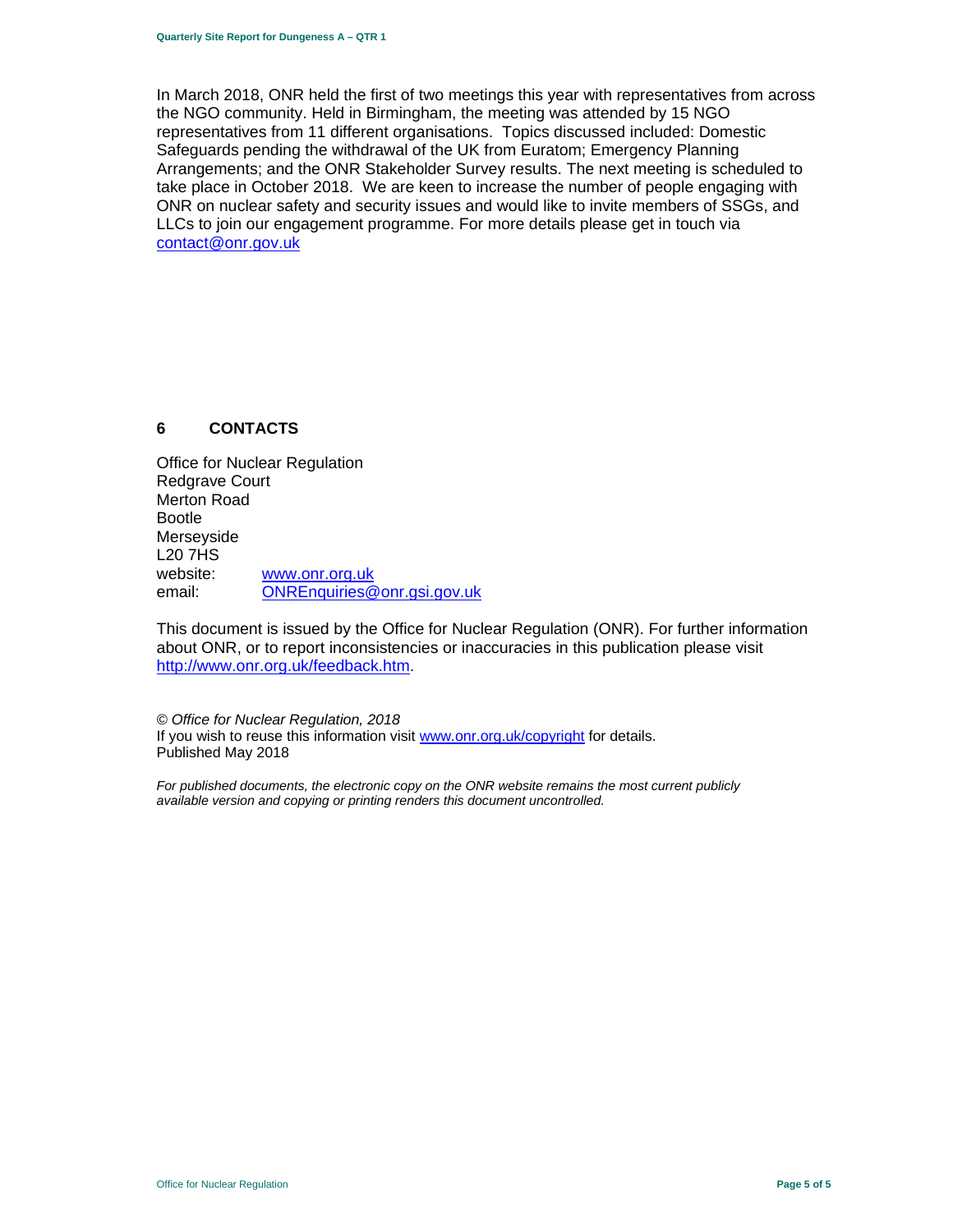In March 2018, ONR held the first of two meetings this year with representatives from across the NGO community. Held in Birmingham, the meeting was attended by 15 NGO representatives from 11 different organisations. Topics discussed included: Domestic Safeguards pending the withdrawal of the UK from Euratom; Emergency Planning Arrangements; and the ONR Stakeholder Survey results. The next meeting is scheduled to take place in October 2018. We are keen to increase the number of people engaging with ONR on nuclear safety and security issues and would like to invite members of SSGs, and LLCs to join our engagement programme. For more details please get in touch via contact@onr.gov.uk

## 6 CONTACTS

Office for Nuclear Regulation
Redgrave Court
Merton Road
Bootle
Merseyside
L20 7HS
website: www.onr.org.uk
email: ONREnquiries@onr.gsi.gov.uk

This document is issued by the Office for Nuclear Regulation (ONR). For further information about ONR, or to report inconsistencies or inaccuracies in this publication please visit http://www.onr.org.uk/feedback.htm.

*© Office for Nuclear Regulation, 2018*
If you wish to reuse this information visit www.onr.org.uk/copyright for details.
Published May 2018

*For published documents, the electronic copy on the ONR website remains the most current publicly available version and copying or printing renders this document uncontrolled.*